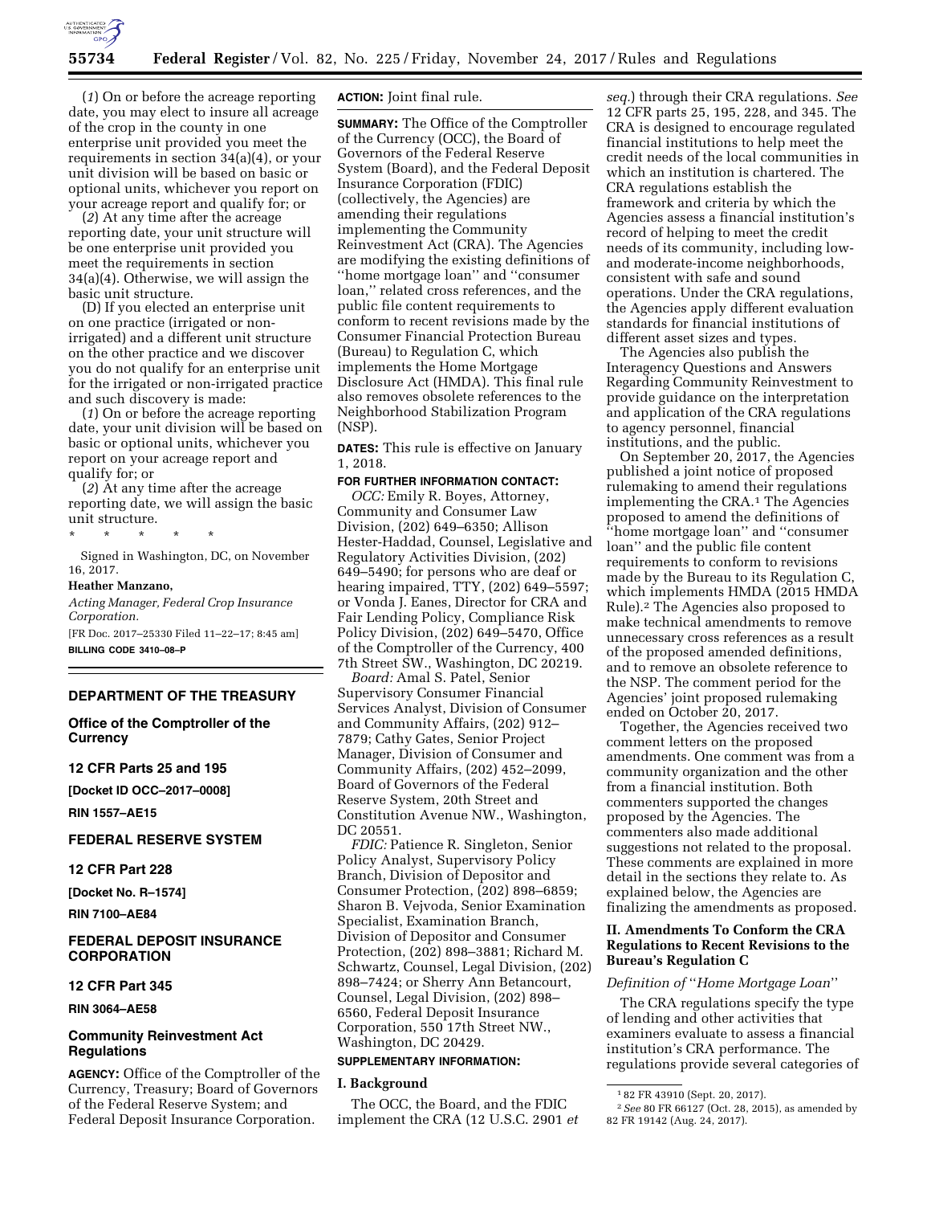(*1*) On or before the acreage reporting date, you may elect to insure all acreage of the crop in the county in one enterprise unit provided you meet the requirements in section 34(a)(4), or your unit division will be based on basic or optional units, whichever you report on your acreage report and qualify for; or

(*2*) At any time after the acreage reporting date, your unit structure will be one enterprise unit provided you meet the requirements in section 34(a)(4). Otherwise, we will assign the basic unit structure.

(D) If you elected an enterprise unit on one practice (irrigated or non-irrigated) and a different unit structure on the other practice and we discover you do not qualify for an enterprise unit for the irrigated or non-irrigated practice and such discovery is made:

(*1*) On or before the acreage reporting date, your unit division will be based on basic or optional units, whichever you report on your acreage report and qualify for; or

(*2*) At any time after the acreage reporting date, we will assign the basic unit structure.

\* \* \* \* \*

Signed in Washington, DC, on November 16, 2017.

**Heather Manzano,**

*Acting Manager, Federal Crop Insurance Corporation.*

[FR Doc. 2017–25330 Filed 11–22–17; 8:45 am]

**BILLING CODE 3410–08–P**

## DEPARTMENT OF THE TREASURY

### Office of the Comptroller of the Currency

### 12 CFR Parts 25 and 195

**[Docket ID OCC–2017–0008]**

**RIN 1557–AE15**

## FEDERAL RESERVE SYSTEM

### 12 CFR Part 228

**[Docket No. R–1574]**

**RIN 7100–AE84**

## FEDERAL DEPOSIT INSURANCE CORPORATION

### 12 CFR Part 345

**RIN 3064–AE58**

## Community Reinvestment Act Regulations

**AGENCY:** Office of the Comptroller of the Currency, Treasury; Board of Governors of the Federal Reserve System; and Federal Deposit Insurance Corporation.

**ACTION:** Joint final rule.

**SUMMARY:** The Office of the Comptroller of the Currency (OCC), the Board of Governors of the Federal Reserve System (Board), and the Federal Deposit Insurance Corporation (FDIC) (collectively, the Agencies) are amending their regulations implementing the Community Reinvestment Act (CRA). The Agencies are modifying the existing definitions of "home mortgage loan" and "consumer loan," related cross references, and the public file content requirements to conform to recent revisions made by the Consumer Financial Protection Bureau (Bureau) to Regulation C, which implements the Home Mortgage Disclosure Act (HMDA). This final rule also removes obsolete references to the Neighborhood Stabilization Program (NSP).

**DATES:** This rule is effective on January 1, 2018.

**FOR FURTHER INFORMATION CONTACT:**

*OCC:* Emily R. Boyes, Attorney, Community and Consumer Law Division, (202) 649–6350; Allison Hester-Haddad, Counsel, Legislative and Regulatory Activities Division, (202) 649–5490; for persons who are deaf or hearing impaired, TTY, (202) 649–5597; or Vonda J. Eanes, Director for CRA and Fair Lending Policy, Compliance Risk Policy Division, (202) 649–5470, Office of the Comptroller of the Currency, 400 7th Street SW., Washington, DC 20219.

*Board:* Amal S. Patel, Senior Supervisory Consumer Financial Services Analyst, Division of Consumer and Community Affairs, (202) 912–7879; Cathy Gates, Senior Project Manager, Division of Consumer and Community Affairs, (202) 452–2099, Board of Governors of the Federal Reserve System, 20th Street and Constitution Avenue NW., Washington, DC 20551.

*FDIC:* Patience R. Singleton, Senior Policy Analyst, Supervisory Policy Branch, Division of Depositor and Consumer Protection, (202) 898–6859; Sharon B. Vejvoda, Senior Examination Specialist, Examination Branch, Division of Depositor and Consumer Protection, (202) 898–3881; Richard M. Schwartz, Counsel, Legal Division, (202) 898–7424; or Sherry Ann Betancourt, Counsel, Legal Division, (202) 898–6560, Federal Deposit Insurance Corporation, 550 17th Street NW., Washington, DC 20429.

**SUPPLEMENTARY INFORMATION:**

### I. Background

The OCC, the Board, and the FDIC implement the CRA (12 U.S.C. 2901 *et seq.*) through their CRA regulations. *See* 12 CFR parts 25, 195, 228, and 345. The CRA is designed to encourage regulated financial institutions to help meet the credit needs of the local communities in which an institution is chartered. The CRA regulations establish the framework and criteria by which the Agencies assess a financial institution's record of helping to meet the credit needs of its community, including low- and moderate-income neighborhoods, consistent with safe and sound operations. Under the CRA regulations, the Agencies apply different evaluation standards for financial institutions of different asset sizes and types.

The Agencies also publish the Interagency Questions and Answers Regarding Community Reinvestment to provide guidance on the interpretation and application of the CRA regulations to agency personnel, financial institutions, and the public.

On September 20, 2017, the Agencies published a joint notice of proposed rulemaking to amend their regulations implementing the CRA.[1] The Agencies proposed to amend the definitions of "home mortgage loan" and "consumer loan" and the public file content requirements to conform to revisions made by the Bureau to its Regulation C, which implements HMDA (2015 HMDA Rule).[2] The Agencies also proposed to make technical amendments to remove unnecessary cross references as a result of the proposed amended definitions, and to remove an obsolete reference to the NSP. The comment period for the Agencies' joint proposed rulemaking ended on October 20, 2017.

Together, the Agencies received two comment letters on the proposed amendments. One comment was from a community organization and the other from a financial institution. Both commenters supported the changes proposed by the Agencies. The commenters also made additional suggestions not related to the proposal. These comments are explained in more detail in the sections they relate to. As explained below, the Agencies are finalizing the amendments as proposed.

### II. Amendments To Conform the CRA Regulations to Recent Revisions to the Bureau's Regulation C

*Definition of "Home Mortgage Loan"*

The CRA regulations specify the type of lending and other activities that examiners evaluate to assess a financial institution's CRA performance. The regulations provide several categories of

[1] 82 FR 43910 (Sept. 20, 2017).

[2] *See* 80 FR 66127 (Oct. 28, 2015), as amended by 82 FR 19142 (Aug. 24, 2017).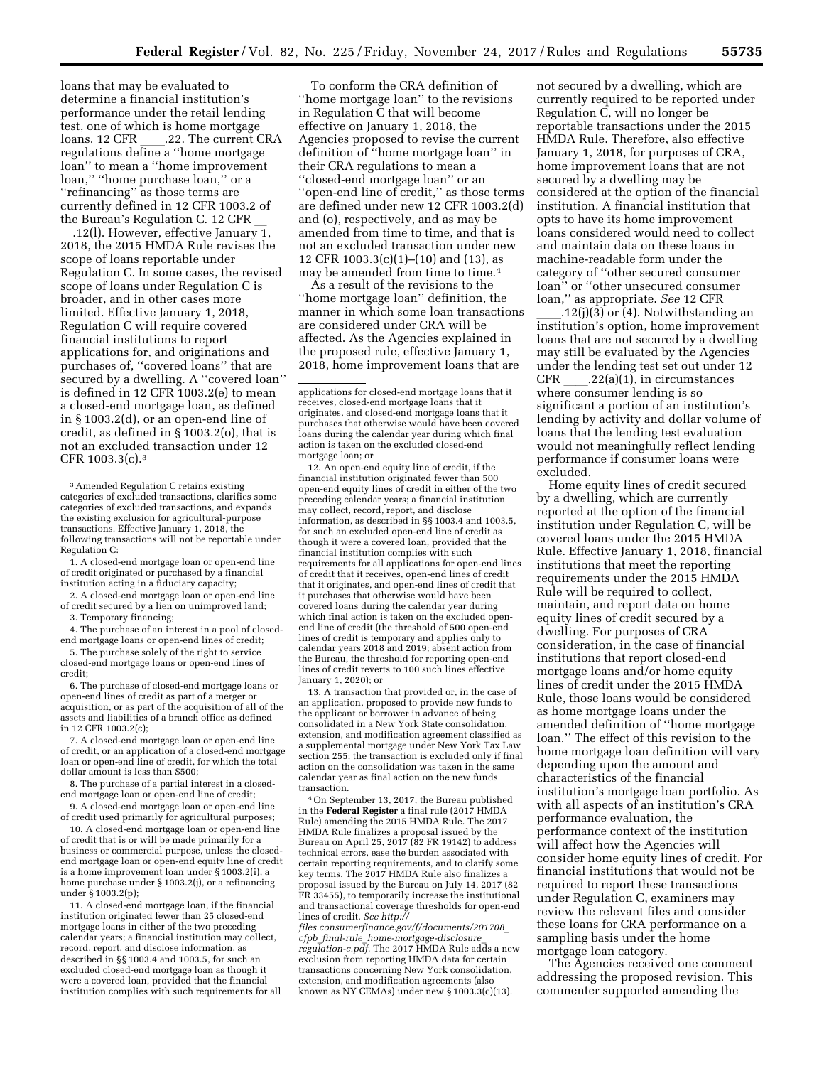loans that may be evaluated to determine a financial institution's performance under the retail lending test, one of which is home mortgage loans. 12 CFR ____.22. The current CRA regulations define a ''home mortgage loan'' to mean a ''home improvement loan,'' ''home purchase loan,'' or a ''refinancing'' as those terms are currently defined in 12 CFR 1003.2 of the Bureau's Regulation C. 12 CFR ____.12(l). However, effective January 1, 2018, the 2015 HMDA Rule revises the scope of loans reportable under Regulation C. In some cases, the revised scope of loans under Regulation C is broader, and in other cases more limited. Effective January 1, 2018, Regulation C will require covered financial institutions to report applications for, and originations and purchases of, ''covered loans'' that are secured by a dwelling. A ''covered loan'' is defined in 12 CFR 1003.2(e) to mean a closed-end mortgage loan, as defined in § 1003.2(d), or an open-end line of credit, as defined in § 1003.2(o), that is not an excluded transaction under 12 CFR 1003.3(c).[3]

To conform the CRA definition of ''home mortgage loan'' to the revisions in Regulation C that will become effective on January 1, 2018, the Agencies proposed to revise the current definition of ''home mortgage loan'' in their CRA regulations to mean a ''closed-end mortgage loan'' or an ''open-end line of credit,'' as those terms are defined under new 12 CFR 1003.2(d) and (o), respectively, and as may be amended from time to time, and that is not an excluded transaction under new 12 CFR 1003.3(c)(1)–(10) and (13), as may be amended from time to time.[4]

As a result of the revisions to the ''home mortgage loan'' definition, the manner in which some loan transactions are considered under CRA will be affected. As the Agencies explained in the proposed rule, effective January 1, 2018, home improvement loans that are not secured by a dwelling, which are currently required to be reported under Regulation C, will no longer be reportable transactions under the 2015 HMDA Rule. Therefore, also effective January 1, 2018, for purposes of CRA, home improvement loans that are not secured by a dwelling may be considered at the option of the financial institution. A financial institution that opts to have its home improvement loans considered would need to collect and maintain data on these loans in machine-readable form under the category of ''other secured consumer loan'' or ''other unsecured consumer loan,'' as appropriate. *See* 12 CFR ____.12(j)(3) or (4). Notwithstanding an institution's option, home improvement loans that are not secured by a dwelling may still be evaluated by the Agencies under the lending test set out under 12 CFR ____.22(a)(1), in circumstances where consumer lending is so significant a portion of an institution's lending by activity and dollar volume of loans that the lending test evaluation would not meaningfully reflect lending performance if consumer loans were excluded.

Home equity lines of credit secured by a dwelling, which are currently reported at the option of the financial institution under Regulation C, will be covered loans under the 2015 HMDA Rule. Effective January 1, 2018, financial institutions that meet the reporting requirements under the 2015 HMDA Rule will be required to collect, maintain, and report data on home equity lines of credit secured by a dwelling. For purposes of CRA consideration, in the case of financial institutions that report closed-end mortgage loans and/or home equity lines of credit under the 2015 HMDA Rule, those loans would be considered as home mortgage loans under the amended definition of ''home mortgage loan.'' The effect of this revision to the home mortgage loan definition will vary depending upon the amount and characteristics of the financial institution's mortgage loan portfolio. As with all aspects of an institution's CRA performance evaluation, the performance context of the institution will affect how the Agencies will consider home equity lines of credit. For financial institutions that would not be required to report these transactions under Regulation C, examiners may review the relevant files and consider these loans for CRA performance on a sampling basis under the home mortgage loan category.

The Agencies received one comment addressing the proposed revision. This commenter supported amending the

---

[3] Amended Regulation C retains existing categories of excluded transactions, clarifies some categories of excluded transactions, and expands the existing exclusion for agricultural-purpose transactions. Effective January 1, 2018, the following transactions will not be reportable under Regulation C:

1. A closed-end mortgage loan or open-end line of credit originated or purchased by a financial institution acting in a fiduciary capacity;

2. A closed-end mortgage loan or open-end line of credit secured by a lien on unimproved land;

3. Temporary financing;

4. The purchase of an interest in a pool of closed-end mortgage loans or open-end lines of credit;

5. The purchase solely of the right to service closed-end mortgage loans or open-end lines of credit;

6. The purchase of closed-end mortgage loans or open-end lines of credit as part of a merger or acquisition, or as part of the acquisition of all of the assets and liabilities of a branch office as defined in 12 CFR 1003.2(c);

7. A closed-end mortgage loan or open-end line of credit, or an application of a closed-end mortgage loan or open-end line of credit, for which the total dollar amount is less than $500;

8. The purchase of a partial interest in a closed-end mortgage loan or open-end line of credit;

9. A closed-end mortgage loan or open-end line of credit used primarily for agricultural purposes;

10. A closed-end mortgage loan or open-end line of credit that is or will be made primarily for a business or commercial purpose, unless the closed-end mortgage loan or open-end equity line of credit is a home improvement loan under § 1003.2(i), a home purchase under § 1003.2(j), or a refinancing under § 1003.2(p);

11. A closed-end mortgage loan, if the financial institution originated fewer than 25 closed-end mortgage loans in either of the two preceding calendar years; a financial institution may collect, record, report, and disclose information, as described in §§ 1003.4 and 1003.5, for such an excluded closed-end mortgage loan as though it were a covered loan, provided that the financial institution complies with such requirements for all applications for closed-end mortgage loans that it receives, closed-end mortgage loans that it originates, and closed-end mortgage loans that it purchases that otherwise would have been covered loans during the calendar year during which final action is taken on the excluded closed-end mortgage loan; or

12. An open-end equity line of credit, if the financial institution originated fewer than 500 open-end equity lines of credit in either of the two preceding calendar years; a financial institution may collect, record, report, and disclose information, as described in §§ 1003.4 and 1003.5, for such an excluded open-end line of credit as though it were a covered loan, provided that the financial institution complies with such requirements for all applications for open-end lines of credit that it receives, open-end lines of credit that it originates, and open-end lines of credit that it purchases that otherwise would have been covered loans during the calendar year during which final action is taken on the excluded open-end line of credit (the threshold of 500 open-end lines of credit is temporary and applies only to calendar years 2018 and 2019; absent action from the Bureau, the threshold for reporting open-end lines of credit reverts to 100 such lines effective January 1, 2020); or

13. A transaction that provided or, in the case of an application, proposed to provide new funds to the applicant or borrower in advance of being consolidated in a New York State consolidation, extension, and modification agreement classified as a supplemental mortgage under New York Tax Law section 255; the transaction is excluded only if final action on the consolidation was taken in the same calendar year as final action on the new funds transaction.

[4] On September 13, 2017, the Bureau published in the **Federal Register** a final rule (2017 HMDA Rule) amending the 2015 HMDA Rule. The 2017 HMDA Rule finalizes a proposal issued by the Bureau on April 25, 2017 (82 FR 19142) to address technical errors, ease the burden associated with certain reporting requirements, and to clarify some key terms. The 2017 HMDA Rule also finalizes a proposal issued by the Bureau on July 14, 2017 (82 FR 33455), to temporarily increase the institutional and transactional coverage thresholds for open-end lines of credit. *See http://files.consumerfinance.gov/f/documents/201708_cfpb_final-rule_home-mortgage-disclosure_regulation-c.pdf.* The 2017 HMDA Rule adds a new exclusion from reporting HMDA data for certain transactions concerning New York consolidation, extension, and modification agreements (also known as NY CEMAs) under new § 1003.3(c)(13).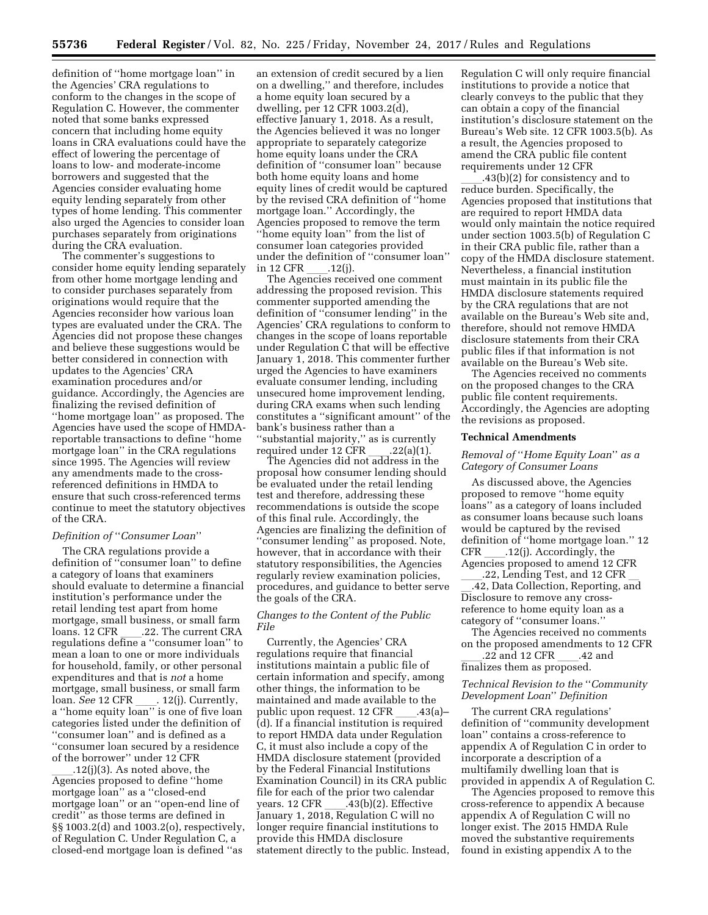definition of ''home mortgage loan'' in the Agencies' CRA regulations to conform to the changes in the scope of Regulation C. However, the commenter noted that some banks expressed concern that including home equity loans in CRA evaluations could have the effect of lowering the percentage of loans to low- and moderate-income borrowers and suggested that the Agencies consider evaluating home equity lending separately from other types of home lending. This commenter also urged the Agencies to consider loan purchases separately from originations during the CRA evaluation.

The commenter's suggestions to consider home equity lending separately from other home mortgage lending and to consider purchases separately from originations would require that the Agencies reconsider how various loan types are evaluated under the CRA. The Agencies did not propose these changes and believe these suggestions would be better considered in connection with updates to the Agencies' CRA examination procedures and/or guidance. Accordingly, the Agencies are finalizing the revised definition of ''home mortgage loan'' as proposed. The Agencies have used the scope of HMDA-reportable transactions to define ''home mortgage loan'' in the CRA regulations since 1995. The Agencies will review any amendments made to the cross-referenced definitions in HMDA to ensure that such cross-referenced terms continue to meet the statutory objectives of the CRA.

*Definition of ''Consumer Loan''*

The CRA regulations provide a definition of ''consumer loan'' to define a category of loans that examiners should evaluate to determine a financial institution's performance under the retail lending test apart from home mortgage, small business, or small farm loans. 12 CFR ____.22. The current CRA regulations define a ''consumer loan'' to mean a loan to one or more individuals for household, family, or other personal expenditures and that is *not* a home mortgage, small business, or small farm loan. *See* 12 CFR ____. 12(j). Currently, a ''home equity loan'' is one of five loan categories listed under the definition of ''consumer loan'' and is defined as a ''consumer loan secured by a residence of the borrower'' under 12 CFR ____.12(j)(3). As noted above, the Agencies proposed to define ''home mortgage loan'' as a ''closed-end mortgage loan'' or an ''open-end line of credit'' as those terms are defined in §§ 1003.2(d) and 1003.2(o), respectively, of Regulation C. Under Regulation C, a closed-end mortgage loan is defined ''as an extension of credit secured by a lien on a dwelling,'' and therefore, includes a home equity loan secured by a dwelling, per 12 CFR 1003.2(d), effective January 1, 2018. As a result, the Agencies believed it was no longer appropriate to separately categorize home equity loans under the CRA definition of ''consumer loan'' because both home equity loans and home equity lines of credit would be captured by the revised CRA definition of ''home mortgage loan.'' Accordingly, the Agencies proposed to remove the term ''home equity loan'' from the list of consumer loan categories provided under the definition of ''consumer loan'' in 12 CFR ____.12(j).

The Agencies received one comment addressing the proposed revision. This commenter supported amending the definition of ''consumer lending'' in the Agencies' CRA regulations to conform to changes in the scope of loans reportable under Regulation C that will be effective January 1, 2018. This commenter further urged the Agencies to have examiners evaluate consumer lending, including unsecured home improvement lending, during CRA exams when such lending constitutes a ''significant amount'' of the bank's business rather than a ''substantial majority,'' as is currently required under 12 CFR ____.22(a)(1).

The Agencies did not address in the proposal how consumer lending should be evaluated under the retail lending test and therefore, addressing these recommendations is outside the scope of this final rule. Accordingly, the Agencies are finalizing the definition of ''consumer lending'' as proposed. Note, however, that in accordance with their statutory responsibilities, the Agencies regularly review examination policies, procedures, and guidance to better serve the goals of the CRA.

*Changes to the Content of the Public File*

Currently, the Agencies' CRA regulations require that financial institutions maintain a public file of certain information and specify, among other things, the information to be maintained and made available to the public upon request. 12 CFR ____.43(a)–(d). If a financial institution is required to report HMDA data under Regulation C, it must also include a copy of the HMDA disclosure statement (provided by the Federal Financial Institutions Examination Council) in its CRA public file for each of the prior two calendar years. 12 CFR ____.43(b)(2). Effective January 1, 2018, Regulation C will no longer require financial institutions to provide this HMDA disclosure statement directly to the public. Instead, Regulation C will only require financial institutions to provide a notice that clearly conveys to the public that they can obtain a copy of the financial institution's disclosure statement on the Bureau's Web site. 12 CFR 1003.5(b). As a result, the Agencies proposed to amend the CRA public file content requirements under 12 CFR ____.43(b)(2) for consistency and to reduce burden. Specifically, the Agencies proposed that institutions that are required to report HMDA data would only maintain the notice required under section 1003.5(b) of Regulation C in their CRA public file, rather than a copy of the HMDA disclosure statement. Nevertheless, a financial institution must maintain in its public file the HMDA disclosure statements required by the CRA regulations that are not available on the Bureau's Web site and, therefore, should not remove HMDA disclosure statements from their CRA public files if that information is not available on the Bureau's Web site.

The Agencies received no comments on the proposed changes to the CRA public file content requirements. Accordingly, the Agencies are adopting the revisions as proposed.

**Technical Amendments**

*Removal of ''Home Equity Loan'' as a Category of Consumer Loans*

As discussed above, the Agencies proposed to remove ''home equity loans'' as a category of loans included as consumer loans because such loans would be captured by the revised definition of ''home mortgage loan.'' 12 CFR ____.12(j). Accordingly, the Agencies proposed to amend 12 CFR ____.22, Lending Test, and 12 CFR ____.42, Data Collection, Reporting, and Disclosure to remove any cross-reference to home equity loan as a category of ''consumer loans.''

The Agencies received no comments on the proposed amendments to 12 CFR ____.22 and 12 CFR ____.42 and finalizes them as proposed.

*Technical Revision to the ''Community Development Loan'' Definition*

The current CRA regulations' definition of ''community development loan'' contains a cross-reference to appendix A of Regulation C in order to incorporate a description of a multifamily dwelling loan that is provided in appendix A of Regulation C.

The Agencies proposed to remove this cross-reference to appendix A because appendix A of Regulation C will no longer exist. The 2015 HMDA Rule moved the substantive requirements found in existing appendix A to the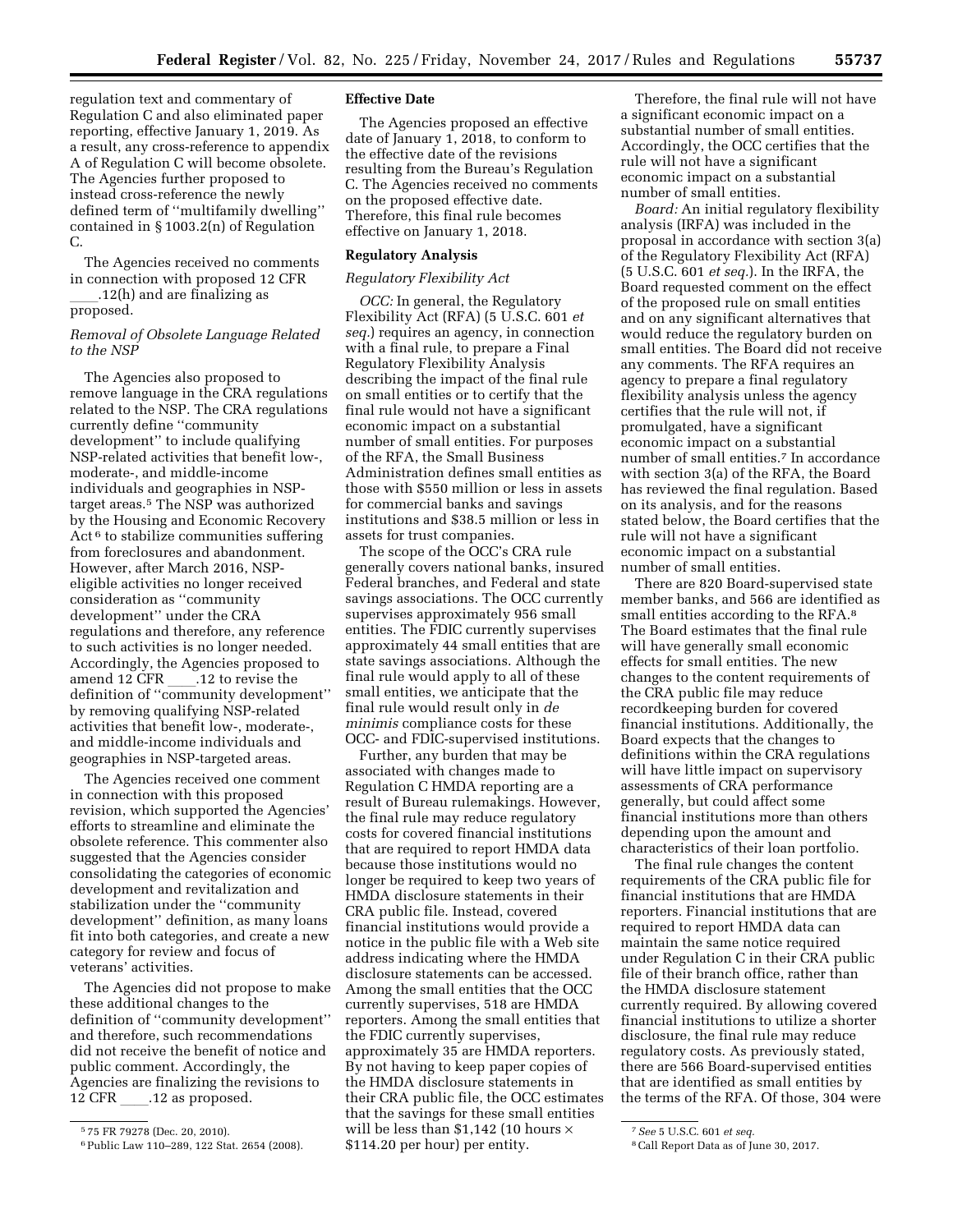regulation text and commentary of Regulation C and also eliminated paper reporting, effective January 1, 2019. As a result, any cross-reference to appendix A of Regulation C will become obsolete. The Agencies further proposed to instead cross-reference the newly defined term of ''multifamily dwelling'' contained in § 1003.2(n) of Regulation C.

The Agencies received no comments in connection with proposed 12 CFR ____.12(h) and are finalizing as proposed.

*Removal of Obsolete Language Related to the NSP*

The Agencies also proposed to remove language in the CRA regulations related to the NSP. The CRA regulations currently define ''community development'' to include qualifying NSP-related activities that benefit low-, moderate-, and middle-income individuals and geographies in NSP-target areas.[5] The NSP was authorized by the Housing and Economic Recovery Act[6] to stabilize communities suffering from foreclosures and abandonment. However, after March 2016, NSP-eligible activities no longer received consideration as ''community development'' under the CRA regulations and therefore, any reference to such activities is no longer needed. Accordingly, the Agencies proposed to amend 12 CFR ____.12 to revise the definition of ''community development'' by removing qualifying NSP-related activities that benefit low-, moderate-, and middle-income individuals and geographies in NSP-targeted areas.

The Agencies received one comment in connection with this proposed revision, which supported the Agencies' efforts to streamline and eliminate the obsolete reference. This commenter also suggested that the Agencies consider consolidating the categories of economic development and revitalization and stabilization under the ''community development'' definition, as many loans fit into both categories, and create a new category for review and focus of veterans' activities.

The Agencies did not propose to make these additional changes to the definition of ''community development'' and therefore, such recommendations did not receive the benefit of notice and public comment. Accordingly, the Agencies are finalizing the revisions to 12 CFR ____.12 as proposed.

[5] 75 FR 79278 (Dec. 20, 2010).

[6] Public Law 110–289, 122 Stat. 2654 (2008).

**Effective Date**

The Agencies proposed an effective date of January 1, 2018, to conform to the effective date of the revisions resulting from the Bureau's Regulation C. The Agencies received no comments on the proposed effective date. Therefore, this final rule becomes effective on January 1, 2018.

**Regulatory Analysis**

*Regulatory Flexibility Act*

*OCC:* In general, the Regulatory Flexibility Act (RFA) (5 U.S.C. 601 *et seq.*) requires an agency, in connection with a final rule, to prepare a Final Regulatory Flexibility Analysis describing the impact of the final rule on small entities or to certify that the final rule would not have a significant economic impact on a substantial number of small entities. For purposes of the RFA, the Small Business Administration defines small entities as those with $550 million or less in assets for commercial banks and savings institutions and $38.5 million or less in assets for trust companies.

The scope of the OCC's CRA rule generally covers national banks, insured Federal branches, and Federal and state savings associations. The OCC currently supervises approximately 956 small entities. The FDIC currently supervises approximately 44 small entities that are state savings associations. Although the final rule would apply to all of these small entities, we anticipate that the final rule would result only in *de minimis* compliance costs for these OCC- and FDIC-supervised institutions.

Further, any burden that may be associated with changes made to Regulation C HMDA reporting are a result of Bureau rulemakings. However, the final rule may reduce regulatory costs for covered financial institutions that are required to report HMDA data because those institutions would no longer be required to keep two years of HMDA disclosure statements in their CRA public file. Instead, covered financial institutions would provide a notice in the public file with a Web site address indicating where the HMDA disclosure statements can be accessed. Among the small entities that the OCC currently supervises, 518 are HMDA reporters. Among the small entities that the FDIC currently supervises, approximately 35 are HMDA reporters. By not having to keep paper copies of the HMDA disclosure statements in their CRA public file, the OCC estimates that the savings for these small entities will be less than $1,142 (10 hours × $114.20 per hour) per entity.

Therefore, the final rule will not have a significant economic impact on a substantial number of small entities. Accordingly, the OCC certifies that the rule will not have a significant economic impact on a substantial number of small entities.

*Board:* An initial regulatory flexibility analysis (IRFA) was included in the proposal in accordance with section 3(a) of the Regulatory Flexibility Act (RFA) (5 U.S.C. 601 *et seq.*). In the IRFA, the Board requested comment on the effect of the proposed rule on small entities and on any significant alternatives that would reduce the regulatory burden on small entities. The Board did not receive any comments. The RFA requires an agency to prepare a final regulatory flexibility analysis unless the agency certifies that the rule will not, if promulgated, have a significant economic impact on a substantial number of small entities.[7] In accordance with section 3(a) of the RFA, the Board has reviewed the final regulation. Based on its analysis, and for the reasons stated below, the Board certifies that the rule will not have a significant economic impact on a substantial number of small entities.

There are 820 Board-supervised state member banks, and 566 are identified as small entities according to the RFA.[8] The Board estimates that the final rule will have generally small economic effects for small entities. The new changes to the content requirements of the CRA public file may reduce recordkeeping burden for covered financial institutions. Additionally, the Board expects that the changes to definitions within the CRA regulations will have little impact on supervisory assessments of CRA performance generally, but could affect some financial institutions more than others depending upon the amount and characteristics of their loan portfolio.

The final rule changes the content requirements of the CRA public file for financial institutions that are HMDA reporters. Financial institutions that are required to report HMDA data can maintain the same notice required under Regulation C in their CRA public file of their branch office, rather than the HMDA disclosure statement currently required. By allowing covered financial institutions to utilize a shorter disclosure, the final rule may reduce regulatory costs. As previously stated, there are 566 Board-supervised entities that are identified as small entities by the terms of the RFA. Of those, 304 were

[7] *See* 5 U.S.C. 601 *et seq.*

[8] Call Report Data as of June 30, 2017.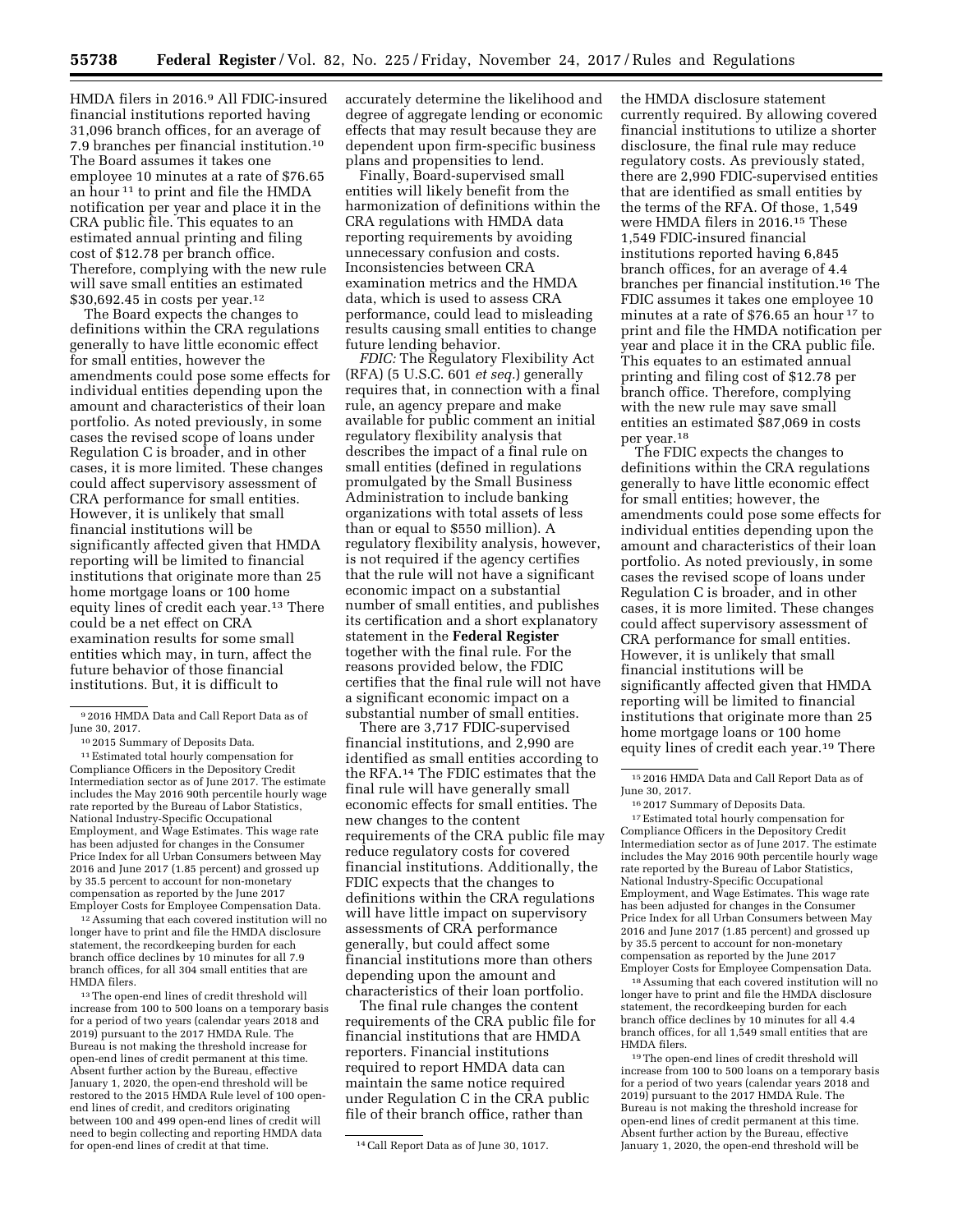HMDA filers in 2016.[9] All FDIC-insured financial institutions reported having 31,096 branch offices, for an average of 7.9 branches per financial institution.[10] The Board assumes it takes one employee 10 minutes at a rate of $76.65 an hour [11] to print and file the HMDA notification per year and place it in the CRA public file. This equates to an estimated annual printing and filing cost of $12.78 per branch office. Therefore, complying with the new rule will save small entities an estimated $30,692.45 in costs per year.[12]

The Board expects the changes to definitions within the CRA regulations generally to have little economic effect for small entities, however the amendments could pose some effects for individual entities depending upon the amount and characteristics of their loan portfolio. As noted previously, in some cases the revised scope of loans under Regulation C is broader, and in other cases, it is more limited. These changes could affect supervisory assessment of CRA performance for small entities. However, it is unlikely that small financial institutions will be significantly affected given that HMDA reporting will be limited to financial institutions that originate more than 25 home mortgage loans or 100 home equity lines of credit each year.[13] There could be a net effect on CRA examination results for some small entities which may, in turn, affect the future behavior of those financial institutions. But, it is difficult to accurately determine the likelihood and degree of aggregate lending or economic effects that may result because they are dependent upon firm-specific business plans and propensities to lend.

Finally, Board-supervised small entities will likely benefit from the harmonization of definitions within the CRA regulations with HMDA data reporting requirements by avoiding unnecessary confusion and costs. Inconsistencies between CRA examination metrics and the HMDA data, which is used to assess CRA performance, could lead to misleading results causing small entities to change future lending behavior.

*FDIC:* The Regulatory Flexibility Act (RFA) (5 U.S.C. 601 *et seq.*) generally requires that, in connection with a final rule, an agency prepare and make available for public comment an initial regulatory flexibility analysis that describes the impact of a final rule on small entities (defined in regulations promulgated by the Small Business Administration to include banking organizations with total assets of less than or equal to $550 million). A regulatory flexibility analysis, however, is not required if the agency certifies that the rule will not have a significant economic impact on a substantial number of small entities, and publishes its certification and a short explanatory statement in the **Federal Register** together with the final rule. For the reasons provided below, the FDIC certifies that the final rule will not have a significant economic impact on a substantial number of small entities.

There are 3,717 FDIC-supervised financial institutions, and 2,990 are identified as small entities according to the RFA.[14] The FDIC estimates that the final rule will have generally small economic effects for small entities. The new changes to the content requirements of the CRA public file may reduce regulatory costs for covered financial institutions. Additionally, the FDIC expects that the changes to definitions within the CRA regulations will have little impact on supervisory assessments of CRA performance generally, but could affect some financial institutions more than others depending upon the amount and characteristics of their loan portfolio.

The final rule changes the content requirements of the CRA public file for financial institutions that are HMDA reporters. Financial institutions required to report HMDA data can maintain the same notice required under Regulation C in the CRA public file of their branch office, rather than the HMDA disclosure statement currently required. By allowing covered financial institutions to utilize a shorter disclosure, the final rule may reduce regulatory costs. As previously stated, there are 2,990 FDIC-supervised entities that are identified as small entities by the terms of the RFA. Of those, 1,549 were HMDA filers in 2016.[15] These 1,549 FDIC-insured financial institutions reported having 6,845 branch offices, for an average of 4.4 branches per financial institution.[16] The FDIC assumes it takes one employee 10 minutes at a rate of $76.65 an hour [17] to print and file the HMDA notification per year and place it in the CRA public file. This equates to an estimated annual printing and filing cost of $12.78 per branch office. Therefore, complying with the new rule may save small entities an estimated $87,069 in costs per year.[18]

The FDIC expects the changes to definitions within the CRA regulations generally to have little economic effect for small entities; however, the amendments could pose some effects for individual entities depending upon the amount and characteristics of their loan portfolio. As noted previously, in some cases the revised scope of loans under Regulation C is broader, and in other cases, it is more limited. These changes could affect supervisory assessment of CRA performance for small entities. However, it is unlikely that small financial institutions will be significantly affected given that HMDA reporting will be limited to financial institutions that originate more than 25 home mortgage loans or 100 home equity lines of credit each year.[19] There

---

[9] 2016 HMDA Data and Call Report Data as of June 30, 2017.

[10] 2015 Summary of Deposits Data.

[11] Estimated total hourly compensation for Compliance Officers in the Depository Credit Intermediation sector as of June 2017. The estimate includes the May 2016 90th percentile hourly wage rate reported by the Bureau of Labor Statistics, National Industry-Specific Occupational Employment, and Wage Estimates. This wage rate has been adjusted for changes in the Consumer Price Index for all Urban Consumers between May 2016 and June 2017 (1.85 percent) and grossed up by 35.5 percent to account for non-monetary compensation as reported by the June 2017 Employer Costs for Employee Compensation Data.

[12] Assuming that each covered institution will no longer have to print and file the HMDA disclosure statement, the recordkeeping burden for each branch office declines by 10 minutes for all 7.9 branch offices, for all 304 small entities that are HMDA filers.

[13] The open-end lines of credit threshold will increase from 100 to 500 loans on a temporary basis for a period of two years (calendar years 2018 and 2019) pursuant to the 2017 HMDA Rule. The Bureau is not making the threshold increase for open-end lines of credit permanent at this time. Absent further action by the Bureau, effective January 1, 2020, the open-end threshold will be restored to the 2015 HMDA Rule level of 100 open-end lines of credit, and creditors originating between 100 and 499 open-end lines of credit will need to begin collecting and reporting HMDA data for open-end lines of credit at that time.

[14] Call Report Data as of June 30, 1017.

[15] 2016 HMDA Data and Call Report Data as of June 30, 2017.

[16] 2017 Summary of Deposits Data.

[17] Estimated total hourly compensation for Compliance Officers in the Depository Credit Intermediation sector as of June 2017. The estimate includes the May 2016 90th percentile hourly wage rate reported by the Bureau of Labor Statistics, National Industry-Specific Occupational Employment, and Wage Estimates. This wage rate has been adjusted for changes in the Consumer Price Index for all Urban Consumers between May 2016 and June 2017 (1.85 percent) and grossed up by 35.5 percent to account for non-monetary compensation as reported by the June 2017 Employer Costs for Employee Compensation Data.

[18] Assuming that each covered institution will no longer have to print and file the HMDA disclosure statement, the recordkeeping burden for each branch office declines by 10 minutes for all 4.4 branch offices, for all 1,549 small entities that are HMDA filers.

[19] The open-end lines of credit threshold will increase from 100 to 500 loans on a temporary basis for a period of two years (calendar years 2018 and 2019) pursuant to the 2017 HMDA Rule. The Bureau is not making the threshold increase for open-end lines of credit permanent at this time. Absent further action by the Bureau, effective January 1, 2020, the open-end threshold will be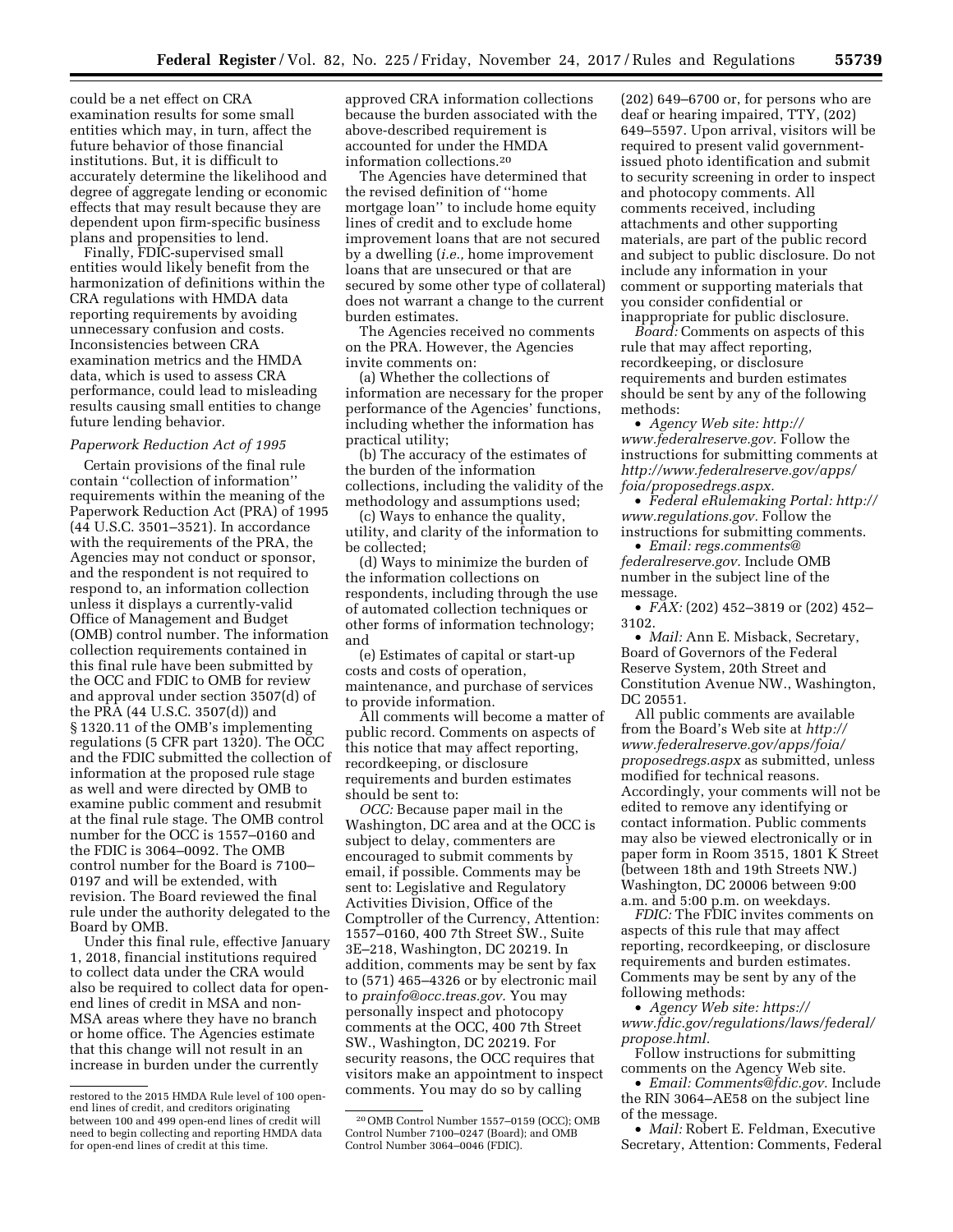could be a net effect on CRA examination results for some small entities which may, in turn, affect the future behavior of those financial institutions. But, it is difficult to accurately determine the likelihood and degree of aggregate lending or economic effects that may result because they are dependent upon firm-specific business plans and propensities to lend.

Finally, FDIC-supervised small entities would likely benefit from the harmonization of definitions within the CRA regulations with HMDA data reporting requirements by avoiding unnecessary confusion and costs. Inconsistencies between CRA examination metrics and the HMDA data, which is used to assess CRA performance, could lead to misleading results causing small entities to change future lending behavior.

*Paperwork Reduction Act of 1995*

Certain provisions of the final rule contain ''collection of information'' requirements within the meaning of the Paperwork Reduction Act (PRA) of 1995 (44 U.S.C. 3501–3521). In accordance with the requirements of the PRA, the Agencies may not conduct or sponsor, and the respondent is not required to respond to, an information collection unless it displays a currently-valid Office of Management and Budget (OMB) control number. The information collection requirements contained in this final rule have been submitted by the OCC and FDIC to OMB for review and approval under section 3507(d) of the PRA (44 U.S.C. 3507(d)) and § 1320.11 of the OMB's implementing regulations (5 CFR part 1320). The OCC and the FDIC submitted the collection of information at the proposed rule stage as well and were directed by OMB to examine public comment and resubmit at the final rule stage. The OMB control number for the OCC is 1557–0160 and the FDIC is 3064–0092. The OMB control number for the Board is 7100–0197 and will be extended, with revision. The Board reviewed the final rule under the authority delegated to the Board by OMB.

Under this final rule, effective January 1, 2018, financial institutions required to collect data under the CRA would also be required to collect data for open-end lines of credit in MSA and non-MSA areas where they have no branch or home office. The Agencies estimate that this change will not result in an increase in burden under the currently approved CRA information collections because the burden associated with the above-described requirement is accounted for under the HMDA information collections.[20]

The Agencies have determined that the revised definition of ''home mortgage loan'' to include home equity lines of credit and to exclude home improvement loans that are not secured by a dwelling (*i.e.,* home improvement loans that are unsecured or that are secured by some other type of collateral) does not warrant a change to the current burden estimates.

The Agencies received no comments on the PRA. However, the Agencies invite comments on:

(a) Whether the collections of information are necessary for the proper performance of the Agencies' functions, including whether the information has practical utility;

(b) The accuracy of the estimates of the burden of the information collections, including the validity of the methodology and assumptions used;

(c) Ways to enhance the quality, utility, and clarity of the information to be collected;

(d) Ways to minimize the burden of the information collections on respondents, including through the use of automated collection techniques or other forms of information technology; and

(e) Estimates of capital or start-up costs and costs of operation, maintenance, and purchase of services to provide information.

All comments will become a matter of public record. Comments on aspects of this notice that may affect reporting, recordkeeping, or disclosure requirements and burden estimates should be sent to:

*OCC:* Because paper mail in the Washington, DC area and at the OCC is subject to delay, commenters are encouraged to submit comments by email, if possible. Comments may be sent to: Legislative and Regulatory Activities Division, Office of the Comptroller of the Currency, Attention: 1557–0160, 400 7th Street SW., Suite 3E–218, Washington, DC 20219. In addition, comments may be sent by fax to (571) 465–4326 or by electronic mail to *prainfo@occ.treas.gov.* You may personally inspect and photocopy comments at the OCC, 400 7th Street SW., Washington, DC 20219. For security reasons, the OCC requires that visitors make an appointment to inspect comments. You may do so by calling (202) 649–6700 or, for persons who are deaf or hearing impaired, TTY, (202) 649–5597. Upon arrival, visitors will be required to present valid government-issued photo identification and submit to security screening in order to inspect and photocopy comments. All comments received, including attachments and other supporting materials, are part of the public record and subject to public disclosure. Do not include any information in your comment or supporting materials that you consider confidential or inappropriate for public disclosure.

*Board:* Comments on aspects of this rule that may affect reporting, recordkeeping, or disclosure requirements and burden estimates should be sent by any of the following methods:

- *Agency Web site: http://www.federalreserve.gov.* Follow the instructions for submitting comments at *http://www.federalreserve.gov/apps/foia/proposedregs.aspx.*
- *Federal eRulemaking Portal: http://www.regulations.gov.* Follow the instructions for submitting comments.
- *Email: regs.comments@federalreserve.gov.* Include OMB number in the subject line of the message.
- *FAX:* (202) 452–3819 or (202) 452–3102.
- *Mail:* Ann E. Misback, Secretary, Board of Governors of the Federal Reserve System, 20th Street and Constitution Avenue NW., Washington, DC 20551.

All public comments are available from the Board's Web site at *http://www.federalreserve.gov/apps/foia/proposedregs.aspx* as submitted, unless modified for technical reasons. Accordingly, your comments will not be edited to remove any identifying or contact information. Public comments may also be viewed electronically or in paper form in Room 3515, 1801 K Street (between 18th and 19th Streets NW.) Washington, DC 20006 between 9:00 a.m. and 5:00 p.m. on weekdays.

*FDIC:* The FDIC invites comments on aspects of this rule that may affect reporting, recordkeeping, or disclosure requirements and burden estimates. Comments may be sent by any of the following methods:

- *Agency Web site: https://www.fdic.gov/regulations/laws/federal/propose.html.*

Follow instructions for submitting comments on the Agency Web site.

- *Email: Comments@fdic.gov.* Include the RIN 3064–AE58 on the subject line of the message.
- *Mail:* Robert E. Feldman, Executive Secretary, Attention: Comments, Federal

---

restored to the 2015 HMDA Rule level of 100 open-end lines of credit, and creditors originating between 100 and 499 open-end lines of credit will need to begin collecting and reporting HMDA data for open-end lines of credit at this time.

[20] OMB Control Number 1557–0159 (OCC); OMB Control Number 7100–0247 (Board); and OMB Control Number 3064–0046 (FDIC).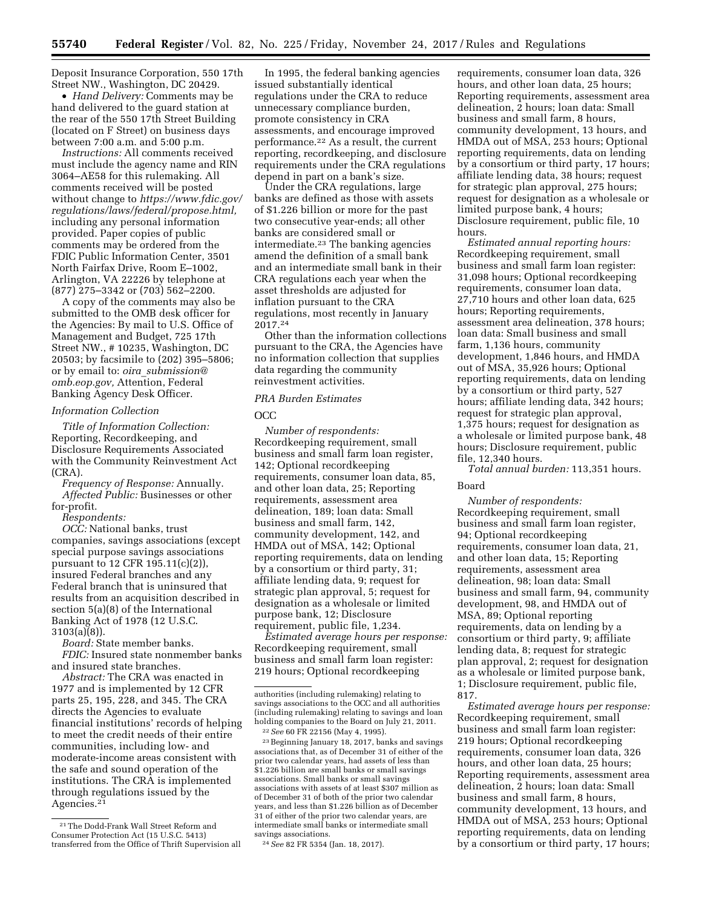Deposit Insurance Corporation, 550 17th Street NW., Washington, DC 20429.

- *Hand Delivery:* Comments may be hand delivered to the guard station at the rear of the 550 17th Street Building (located on F Street) on business days between 7:00 a.m. and 5:00 p.m.

*Instructions:* All comments received must include the agency name and RIN 3064–AE58 for this rulemaking. All comments received will be posted without change to *https://www.fdic.gov/regulations/laws/federal/propose.html,* including any personal information provided. Paper copies of public comments may be ordered from the FDIC Public Information Center, 3501 North Fairfax Drive, Room E–1002, Arlington, VA 22226 by telephone at (877) 275–3342 or (703) 562–2200.

A copy of the comments may also be submitted to the OMB desk officer for the Agencies: By mail to U.S. Office of Management and Budget, 725 17th Street NW., # 10235, Washington, DC 20503; by facsimile to (202) 395–5806; or by email to: *oira_submission@omb.eop.gov,* Attention, Federal Banking Agency Desk Officer.

*Information Collection*

*Title of Information Collection:* Reporting, Recordkeeping, and Disclosure Requirements Associated with the Community Reinvestment Act (CRA).

*Frequency of Response:* Annually.

*Affected Public:* Businesses or other for-profit.

*Respondents:*

*OCC:* National banks, trust companies, savings associations (except special purpose savings associations pursuant to 12 CFR 195.11(c)(2)), insured Federal branches and any Federal branch that is uninsured that results from an acquisition described in section 5(a)(8) of the International Banking Act of 1978 (12 U.S.C. 3103(a)(8)).

*Board:* State member banks.

*FDIC:* Insured state nonmember banks and insured state branches.

*Abstract:* The CRA was enacted in 1977 and is implemented by 12 CFR parts 25, 195, 228, and 345. The CRA directs the Agencies to evaluate financial institutions' records of helping to meet the credit needs of their entire communities, including low- and moderate-income areas consistent with the safe and sound operation of the institutions. The CRA is implemented through regulations issued by the Agencies.[21]

In 1995, the federal banking agencies issued substantially identical regulations under the CRA to reduce unnecessary compliance burden, promote consistency in CRA assessments, and encourage improved performance.[22] As a result, the current reporting, recordkeeping, and disclosure requirements under the CRA regulations depend in part on a bank's size.

Under the CRA regulations, large banks are defined as those with assets of $1.226 billion or more for the past two consecutive year-ends; all other banks are considered small or intermediate.[23] The banking agencies amend the definition of a small bank and an intermediate small bank in their CRA regulations each year when the asset thresholds are adjusted for inflation pursuant to the CRA regulations, most recently in January 2017.[24]

Other than the information collections pursuant to the CRA, the Agencies have no information collection that supplies data regarding the community reinvestment activities.

*PRA Burden Estimates*

OCC

*Number of respondents:* Recordkeeping requirement, small business and small farm loan register, 142; Optional recordkeeping requirements, consumer loan data, 85, and other loan data, 25; Reporting requirements, assessment area delineation, 189; loan data: Small business and small farm, 142, community development, 142, and HMDA out of MSA, 142; Optional reporting requirements, data on lending by a consortium or third party, 31; affiliate lending data, 9; request for strategic plan approval, 5; request for designation as a wholesale or limited purpose bank, 12; Disclosure requirement, public file, 1,234.

*Estimated average hours per response:* Recordkeeping requirement, small business and small farm loan register: 219 hours; Optional recordkeeping requirements, consumer loan data, 326 hours, and other loan data, 25 hours; Reporting requirements, assessment area delineation, 2 hours; loan data: Small business and small farm, 8 hours, community development, 13 hours, and HMDA out of MSA, 253 hours; Optional reporting requirements, data on lending by a consortium or third party, 17 hours; affiliate lending data, 38 hours; request for strategic plan approval, 275 hours; request for designation as a wholesale or limited purpose bank, 4 hours; Disclosure requirement, public file, 10 hours.

*Estimated annual reporting hours:* Recordkeeping requirement, small business and small farm loan register: 31,098 hours; Optional recordkeeping requirements, consumer loan data, 27,710 hours and other loan data, 625 hours; Reporting requirements, assessment area delineation, 378 hours; loan data: Small business and small farm, 1,136 hours, community development, 1,846 hours, and HMDA out of MSA, 35,926 hours; Optional reporting requirements, data on lending by a consortium or third party, 527 hours; affiliate lending data, 342 hours; request for strategic plan approval, 1,375 hours; request for designation as a wholesale or limited purpose bank, 48 hours; Disclosure requirement, public file, 12,340 hours.

*Total annual burden:* 113,351 hours.

Board

*Number of respondents:* Recordkeeping requirement, small business and small farm loan register, 94; Optional recordkeeping requirements, consumer loan data, 21, and other loan data, 15; Reporting requirements, assessment area delineation, 98; loan data: Small business and small farm, 94, community development, 98, and HMDA out of MSA, 89; Optional reporting requirements, data on lending by a consortium or third party, 9; affiliate lending data, 8; request for strategic plan approval, 2; request for designation as a wholesale or limited purpose bank, 1; Disclosure requirement, public file, 817.

*Estimated average hours per response:* Recordkeeping requirement, small business and small farm loan register: 219 hours; Optional recordkeeping requirements, consumer loan data, 326 hours, and other loan data, 25 hours; Reporting requirements, assessment area delineation, 2 hours; loan data: Small business and small farm, 8 hours, community development, 13 hours, and HMDA out of MSA, 253 hours; Optional reporting requirements, data on lending by a consortium or third party, 17 hours;

---

[21] The Dodd-Frank Wall Street Reform and Consumer Protection Act (15 U.S.C. 5413) transferred from the Office of Thrift Supervision all authorities (including rulemaking) relating to savings associations to the OCC and all authorities (including rulemaking) relating to savings and loan holding companies to the Board on July 21, 2011.

[22] *See* 60 FR 22156 (May 4, 1995).

[23] Beginning January 18, 2017, banks and savings associations that, as of December 31 of either of the prior two calendar years, had assets of less than $1.226 billion are small banks or small savings associations. Small banks or small savings associations with assets of at least $307 million as of December 31 of both of the prior two calendar years, and less than $1.226 billion as of December 31 of either of the prior two calendar years, are intermediate small banks or intermediate small savings associations.

[24] *See* 82 FR 5354 (Jan. 18, 2017).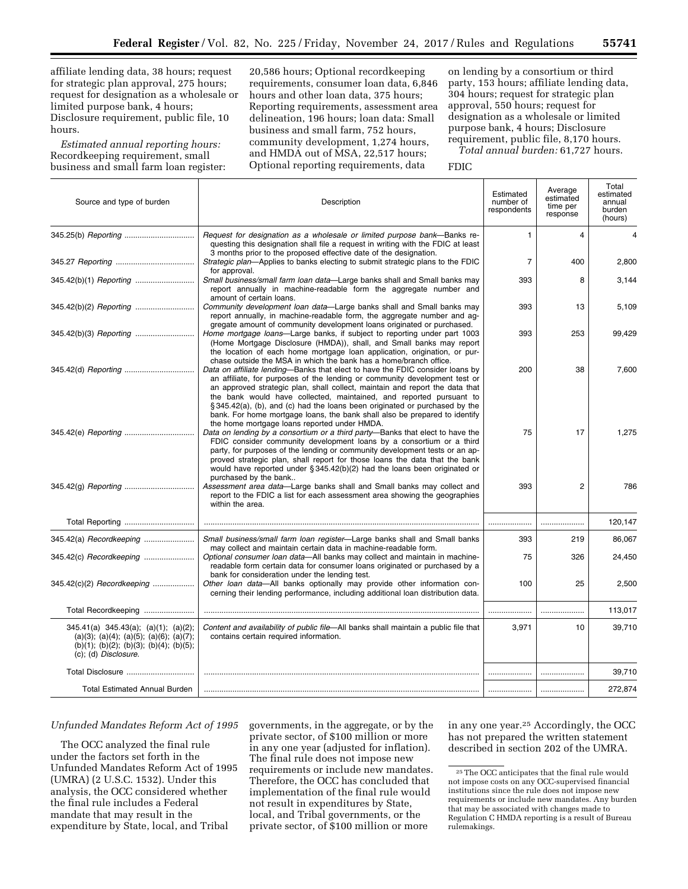affiliate lending data, 38 hours; request for strategic plan approval, 275 hours; request for designation as a wholesale or limited purpose bank, 4 hours; Disclosure requirement, public file, 10 hours.

*Estimated annual reporting hours:* Recordkeeping requirement, small business and small farm loan register: 20,586 hours; Optional recordkeeping requirements, consumer loan data, 6,846 hours and other loan data, 375 hours; Reporting requirements, assessment area delineation, 196 hours; loan data: Small business and small farm, 752 hours, community development, 1,274 hours, and HMDA out of MSA, 22,517 hours; Optional reporting requirements, data on lending by a consortium or third party, 153 hours; affiliate lending data, 304 hours; request for strategic plan approval, 550 hours; request for designation as a wholesale or limited purpose bank, 4 hours; Disclosure requirement, public file, 8,170 hours.

*Total annual burden:* 61,727 hours.

FDIC

| Source and type of burden | Description | Estimated number of respondents | Average estimated time per response | Total estimated annual burden (hours) |
|---|---|---|---|---|
| 345.25(b) *Reporting* | *Request for designation as a wholesale or limited purpose bank*—Banks requesting this designation shall file a request in writing with the FDIC at least 3 months prior to the proposed effective date of the designation. | 1 | 4 | 4 |
| 345.27 *Reporting* | *Strategic plan*—Applies to banks electing to submit strategic plans to the FDIC for approval. | 7 | 400 | 2,800 |
| 345.42(b)(1) *Reporting* | *Small business/small farm loan data*—Large banks shall and Small banks may report annually in machine-readable form the aggregate number and amount of certain loans. | 393 | 8 | 3,144 |
| 345.42(b)(2) *Reporting* | *Community development loan data*—Large banks shall and Small banks may report annually, in machine-readable form, the aggregate number and aggregate amount of community development loans originated or purchased. | 393 | 13 | 5,109 |
| 345.42(b)(3) *Reporting* | *Home mortgage loans*—Large banks, if subject to reporting under part 1003 (Home Mortgage Disclosure (HMDA)), shall, and Small banks may report the location of each home mortgage loan application, origination, or purchase outside the MSA in which the bank has a home/branch office. | 393 | 253 | 99,429 |
| 345.42(d) *Reporting* | *Data on affiliate lending*—Banks that elect to have the FDIC consider loans by an affiliate, for purposes of the lending or community development test or an approved strategic plan, shall collect, maintain and report the data that the bank would have collected, maintained, and reported pursuant to § 345.42(a), (b), and (c) had the loans been originated or purchased by the bank. For home mortgage loans, the bank shall also be prepared to identify the home mortgage loans reported under HMDA. | 200 | 38 | 7,600 |
| 345.42(e) *Reporting* | *Data on lending by a consortium or a third party*—Banks that elect to have the FDIC consider community development loans by a consortium or a third party, for purposes of the lending or community development tests or an approved strategic plan, shall report for those loans the data that the bank would have reported under § 345.42(b)(2) had the loans been originated or purchased by the bank.. | 75 | 17 | 1,275 |
| 345.42(g) *Reporting* | *Assessment area data*—Large banks shall and Small banks may collect and report to the FDIC a list for each assessment area showing the geographies within the area. | 393 | 2 | 786 |
| Total Reporting | | | | 120,147 |
| 345.42(a) *Recordkeeping* | *Small business/small farm loan register*—Large banks shall and Small banks may collect and maintain certain data in machine-readable form. | 393 | 219 | 86,067 |
| 345.42(c) *Recordkeeping* | *Optional consumer loan data*—All banks may collect and maintain in machine-readable form certain data for consumer loans originated or purchased by a bank for consideration under the lending test. | 75 | 326 | 24,450 |
| 345.42(c)(2) *Recordkeeping* | *Other loan data*—All banks optionally may provide other information concerning their lending performance, including additional loan distribution data. | 100 | 25 | 2,500 |
| Total Recordkeeping | | | | 113,017 |
| 345.41(a) 345.43(a); (a)(1); (a)(2); (a)(3); (a)(4); (a)(5); (a)(6); (a)(7); (b)(1); (b)(2); (b)(3); (b)(4); (b)(5); (c); (d) *Disclosure*. | *Content and availability of public file*—All banks shall maintain a public file that contains certain required information. | 3,971 | 10 | 39,710 |
| Total Disclosure | | | | 39,710 |
| Total Estimated Annual Burden | | | | 272,874 |

*Unfunded Mandates Reform Act of 1995*

The OCC analyzed the final rule under the factors set forth in the Unfunded Mandates Reform Act of 1995 (UMRA) (2 U.S.C. 1532). Under this analysis, the OCC considered whether the final rule includes a Federal mandate that may result in the expenditure by State, local, and Tribal governments, in the aggregate, or by the private sector, of $100 million or more in any one year (adjusted for inflation). The final rule does not impose new requirements or include new mandates. Therefore, the OCC has concluded that implementation of the final rule would not result in expenditures by State, local, and Tribal governments, or the private sector, of $100 million or more in any one year.[25] Accordingly, the OCC has not prepared the written statement described in section 202 of the UMRA.

[25] The OCC anticipates that the final rule would not impose costs on any OCC-supervised financial institutions since the rule does not impose new requirements or include new mandates. Any burden that may be associated with changes made to Regulation C HMDA reporting is a result of Bureau rulemakings.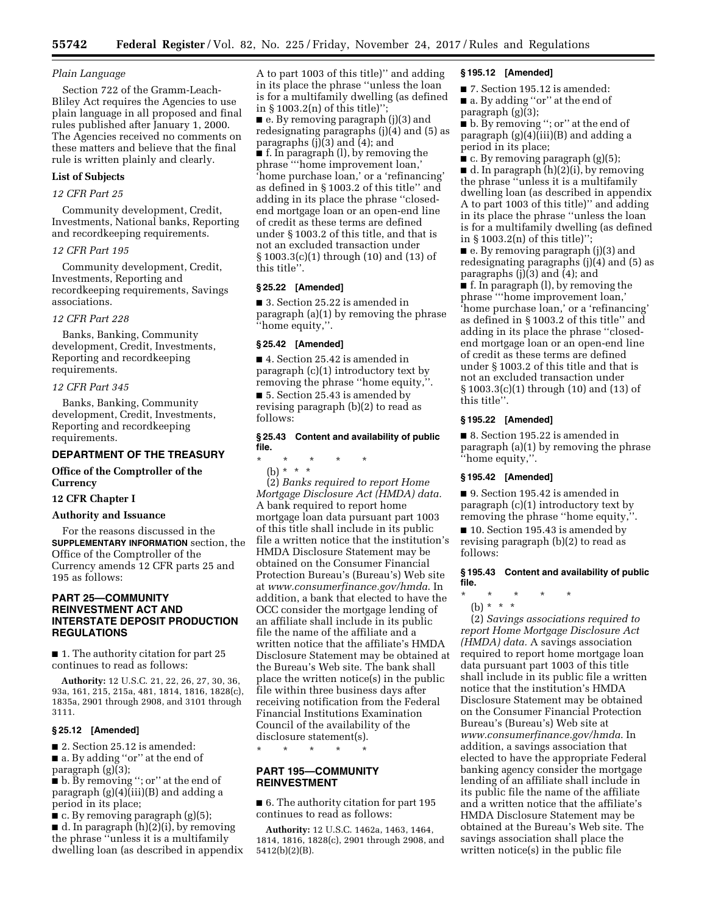*Plain Language*

Section 722 of the Gramm-Leach-Bliley Act requires the Agencies to use plain language in all proposed and final rules published after January 1, 2000. The Agencies received no comments on these matters and believe that the final rule is written plainly and clearly.

**List of Subjects**

*12 CFR Part 25*

Community development, Credit, Investments, National banks, Reporting and recordkeeping requirements.

*12 CFR Part 195*

Community development, Credit, Investments, Reporting and recordkeeping requirements, Savings associations.

*12 CFR Part 228*

Banks, Banking, Community development, Credit, Investments, Reporting and recordkeeping requirements.

*12 CFR Part 345*

Banks, Banking, Community development, Credit, Investments, Reporting and recordkeeping requirements.

## DEPARTMENT OF THE TREASURY

### Office of the Comptroller of the Currency

### 12 CFR Chapter I

### Authority and Issuance

For the reasons discussed in the SUPPLEMENTARY INFORMATION section, the Office of the Comptroller of the Currency amends 12 CFR parts 25 and 195 as follows:

## PART 25—COMMUNITY REINVESTMENT ACT AND INTERSTATE DEPOSIT PRODUCTION REGULATIONS

■ 1. The authority citation for part 25 continues to read as follows:

**Authority:** 12 U.S.C. 21, 22, 26, 27, 30, 36, 93a, 161, 215, 215a, 481, 1814, 1816, 1828(c), 1835a, 2901 through 2908, and 3101 through 3111.

### § 25.12 [Amended]

■ 2. Section 25.12 is amended:

■ a. By adding ''or'' at the end of paragraph (g)(3);

■ b. By removing ''; or'' at the end of paragraph (g)(4)(iii)(B) and adding a period in its place;

■ c. By removing paragraph (g)(5);

■ d. In paragraph (h)(2)(i), by removing the phrase ''unless it is a multifamily dwelling loan (as described in appendix A to part 1003 of this title)'' and adding in its place the phrase ''unless the loan is for a multifamily dwelling (as defined in § 1003.2(n) of this title)'';

■ e. By removing paragraph (j)(3) and redesignating paragraphs (j)(4) and (5) as paragraphs (j)(3) and (4); and

■ f. In paragraph (l), by removing the phrase '''home improvement loan,' 'home purchase loan,' or a 'refinancing' as defined in § 1003.2 of this title'' and adding in its place the phrase ''closed-end mortgage loan or an open-end line of credit as these terms are defined under § 1003.2 of this title, and that is not an excluded transaction under § 1003.3(c)(1) through (10) and (13) of this title''.

### § 25.22 [Amended]

■ 3. Section 25.22 is amended in paragraph (a)(1) by removing the phrase ''home equity,''.

### § 25.42 [Amended]

■ 4. Section 25.42 is amended in paragraph (c)(1) introductory text by removing the phrase ''home equity,''.

■ 5. Section 25.43 is amended by revising paragraph (b)(2) to read as follows:

### § 25.43 Content and availability of public file.

\* \* \* \* \*

(b) \* \* \*

(2) *Banks required to report Home Mortgage Disclosure Act (HMDA) data.* A bank required to report home mortgage loan data pursuant part 1003 of this title shall include in its public file a written notice that the institution's HMDA Disclosure Statement may be obtained on the Consumer Financial Protection Bureau's (Bureau's) Web site at *www.consumerfinance.gov/hmda*. In addition, a bank that elected to have the OCC consider the mortgage lending of an affiliate shall include in its public file the name of the affiliate and a written notice that the affiliate's HMDA Disclosure Statement may be obtained at the Bureau's Web site. The bank shall place the written notice(s) in the public file within three business days after receiving notification from the Federal Financial Institutions Examination Council of the availability of the disclosure statement(s).

\* \* \* \* \*

## PART 195—COMMUNITY REINVESTMENT

■ 6. The authority citation for part 195 continues to read as follows:

**Authority:** 12 U.S.C. 1462a, 1463, 1464, 1814, 1816, 1828(c), 2901 through 2908, and 5412(b)(2)(B).

### § 195.12 [Amended]

■ 7. Section 195.12 is amended:

■ a. By adding ''or'' at the end of paragraph (g)(3);

■ b. By removing ''; or'' at the end of paragraph (g)(4)(iii)(B) and adding a period in its place;

■ c. By removing paragraph (g)(5);

■ d. In paragraph (h)(2)(i), by removing the phrase ''unless it is a multifamily dwelling loan (as described in appendix A to part 1003 of this title)'' and adding in its place the phrase ''unless the loan is for a multifamily dwelling (as defined in § 1003.2(n) of this title)'';

■ e. By removing paragraph (j)(3) and redesignating paragraphs (j)(4) and (5) as paragraphs (j)(3) and (4); and

■ f. In paragraph (l), by removing the phrase '''home improvement loan,' 'home purchase loan,' or a 'refinancing' as defined in § 1003.2 of this title'' and adding in its place the phrase ''closed-end mortgage loan or an open-end line of credit as these terms are defined under § 1003.2 of this title and that is not an excluded transaction under § 1003.3(c)(1) through (10) and (13) of this title''.

### § 195.22 [Amended]

■ 8. Section 195.22 is amended in paragraph (a)(1) by removing the phrase ''home equity,''.

### § 195.42 [Amended]

■ 9. Section 195.42 is amended in paragraph (c)(1) introductory text by removing the phrase ''home equity,''.

■ 10. Section 195.43 is amended by revising paragraph (b)(2) to read as follows:

### § 195.43 Content and availability of public file.

\* \* \* \* \*

(b) \* \* \*

(2) *Savings associations required to report Home Mortgage Disclosure Act (HMDA) data.* A savings association required to report home mortgage loan data pursuant part 1003 of this title shall include in its public file a written notice that the institution's HMDA Disclosure Statement may be obtained on the Consumer Financial Protection Bureau's (Bureau's) Web site at *www.consumerfinance.gov/hmda*. In addition, a savings association that elected to have the appropriate Federal banking agency consider the mortgage lending of an affiliate shall include in its public file the name of the affiliate and a written notice that the affiliate's HMDA Disclosure Statement may be obtained at the Bureau's Web site. The savings association shall place the written notice(s) in the public file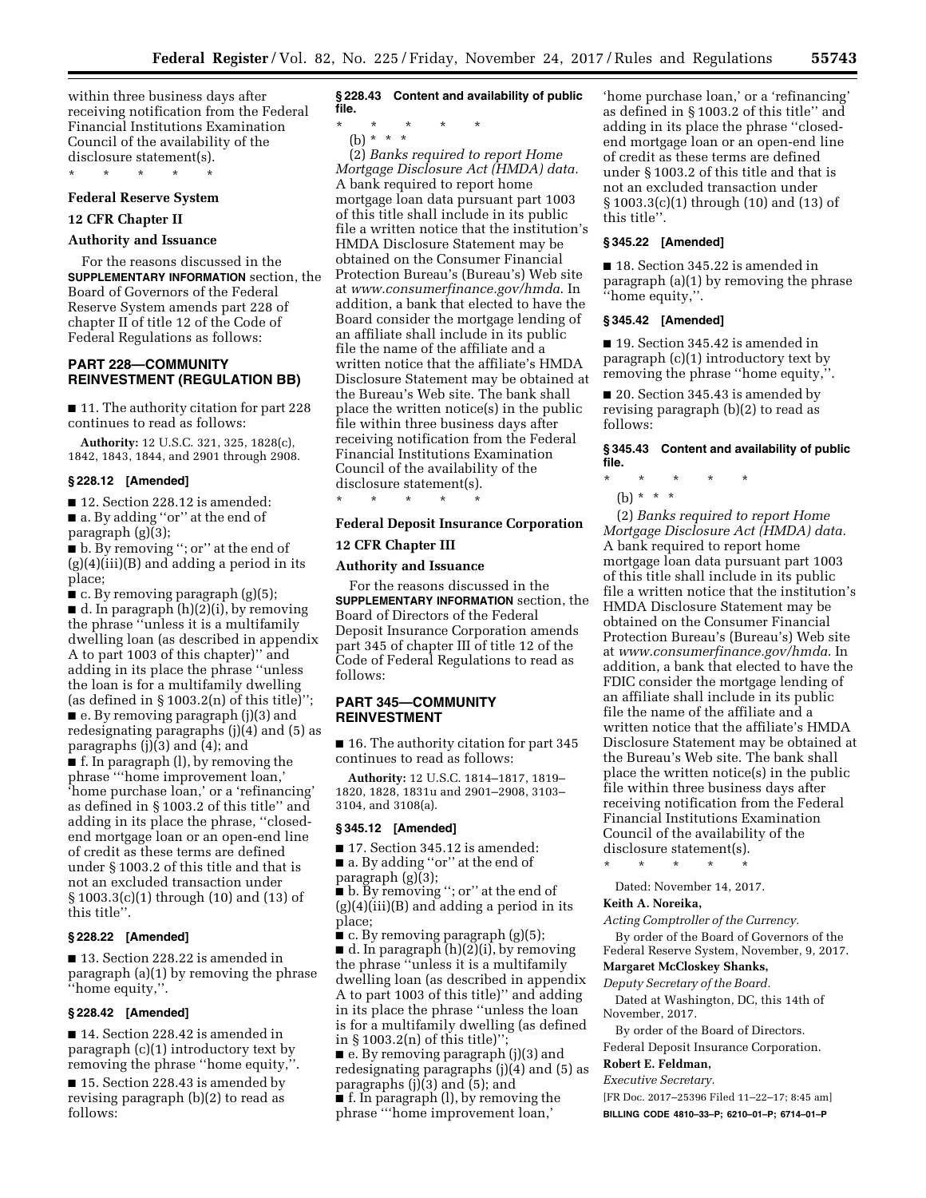within three business days after receiving notification from the Federal Financial Institutions Examination Council of the availability of the disclosure statement(s).

\* \* \* \* \*

**Federal Reserve System**

**12 CFR Chapter II**

**Authority and Issuance**

For the reasons discussed in the **SUPPLEMENTARY INFORMATION** section, the Board of Governors of the Federal Reserve System amends part 228 of chapter II of title 12 of the Code of Federal Regulations as follows:

## PART 228—COMMUNITY REINVESTMENT (REGULATION BB)

■ 11. The authority citation for part 228 continues to read as follows:

**Authority:** 12 U.S.C. 321, 325, 1828(c), 1842, 1843, 1844, and 2901 through 2908.

### § 228.12 [Amended]

■ 12. Section 228.12 is amended:

■ a. By adding ''or'' at the end of paragraph (g)(3);

■ b. By removing ''; or'' at the end of (g)(4)(iii)(B) and adding a period in its place;

■ c. By removing paragraph (g)(5);

■ d. In paragraph (h)(2)(i), by removing the phrase ''unless it is a multifamily dwelling loan (as described in appendix A to part 1003 of this chapter)'' and adding in its place the phrase ''unless the loan is for a multifamily dwelling (as defined in § 1003.2(n) of this title)'';

■ e. By removing paragraph (j)(3) and redesignating paragraphs (j)(4) and (5) as paragraphs (j)(3) and (4); and

■ f. In paragraph (l), by removing the phrase '''home improvement loan,' 'home purchase loan,' or a 'refinancing' as defined in § 1003.2 of this title'' and adding in its place the phrase, ''closed-end mortgage loan or an open-end line of credit as these terms are defined under § 1003.2 of this title and that is not an excluded transaction under § 1003.3(c)(1) through (10) and (13) of this title''.

### § 228.22 [Amended]

■ 13. Section 228.22 is amended in paragraph (a)(1) by removing the phrase ''home equity,''.

### § 228.42 [Amended]

■ 14. Section 228.42 is amended in paragraph (c)(1) introductory text by removing the phrase ''home equity,''.

■ 15. Section 228.43 is amended by revising paragraph (b)(2) to read as follows:

### § 228.43 Content and availability of public file.

\* \* \* \* \*

(b) \* \* \*

(2) *Banks required to report Home Mortgage Disclosure Act (HMDA) data.* A bank required to report home mortgage loan data pursuant part 1003 of this title shall include in its public file a written notice that the institution's HMDA Disclosure Statement may be obtained on the Consumer Financial Protection Bureau's (Bureau's) Web site at *www.consumerfinance.gov/hmda*. In addition, a bank that elected to have the Board consider the mortgage lending of an affiliate shall include in its public file the name of the affiliate and a written notice that the affiliate's HMDA Disclosure Statement may be obtained at the Bureau's Web site. The bank shall place the written notice(s) in the public file within three business days after receiving notification from the Federal Financial Institutions Examination Council of the availability of the disclosure statement(s).

\* \* \* \* \*

**Federal Deposit Insurance Corporation**

**12 CFR Chapter III**

**Authority and Issuance**

For the reasons discussed in the **SUPPLEMENTARY INFORMATION** section, the Board of Directors of the Federal Deposit Insurance Corporation amends part 345 of chapter III of title 12 of the Code of Federal Regulations to read as follows:

## PART 345—COMMUNITY REINVESTMENT

■ 16. The authority citation for part 345 continues to read as follows:

**Authority:** 12 U.S.C. 1814–1817, 1819–1820, 1828, 1831u and 2901–2908, 3103–3104, and 3108(a).

### § 345.12 [Amended]

■ 17. Section 345.12 is amended:

■ a. By adding ''or'' at the end of paragraph (g)(3);

■ b. By removing ''; or'' at the end of (g)(4)(iii)(B) and adding a period in its place;

■ c. By removing paragraph (g)(5);

■ d. In paragraph (h)(2)(i), by removing the phrase ''unless it is a multifamily dwelling loan (as described in appendix A to part 1003 of this title)'' and adding in its place the phrase ''unless the loan is for a multifamily dwelling (as defined in § 1003.2(n) of this title)'';

■ e. By removing paragraph (j)(3) and redesignating paragraphs (j)(4) and (5) as paragraphs (j)(3) and (5); and

■ f. In paragraph (l), by removing the phrase '''home improvement loan,' 'home purchase loan,' or a 'refinancing' as defined in § 1003.2 of this title'' and adding in its place the phrase ''closed-end mortgage loan or an open-end line of credit as these terms are defined under § 1003.2 of this title and that is not an excluded transaction under § 1003.3(c)(1) through (10) and (13) of this title''.

### § 345.22 [Amended]

■ 18. Section 345.22 is amended in paragraph (a)(1) by removing the phrase ''home equity,''.

### § 345.42 [Amended]

■ 19. Section 345.42 is amended in paragraph (c)(1) introductory text by removing the phrase ''home equity,''.

■ 20. Section 345.43 is amended by revising paragraph (b)(2) to read as follows:

### § 345.43 Content and availability of public file.

\* \* \* \* \*

(b) \* \* \*

(2) *Banks required to report Home Mortgage Disclosure Act (HMDA) data.* A bank required to report home mortgage loan data pursuant part 1003 of this title shall include in its public file a written notice that the institution's HMDA Disclosure Statement may be obtained on the Consumer Financial Protection Bureau's (Bureau's) Web site at *www.consumerfinance.gov/hmda*. In addition, a bank that elected to have the FDIC consider the mortgage lending of an affiliate shall include in its public file the name of the affiliate and a written notice that the affiliate's HMDA Disclosure Statement may be obtained at the Bureau's Web site. The bank shall place the written notice(s) in the public file within three business days after receiving notification from the Federal Financial Institutions Examination Council of the availability of the disclosure statement(s).

\* \* \* \* \*

Dated: November 14, 2017.

**Keith A. Noreika,**

*Acting Comptroller of the Currency.*

By order of the Board of Governors of the Federal Reserve System, November, 9, 2017.

**Margaret McCloskey Shanks,**

*Deputy Secretary of the Board.*

Dated at Washington, DC, this 14th of November, 2017.

By order of the Board of Directors.

Federal Deposit Insurance Corporation.

**Robert E. Feldman,**

*Executive Secretary.*

[FR Doc. 2017–25396 Filed 11–22–17; 8:45 am]

**BILLING CODE 4810–33–P; 6210–01–P; 6714–01–P**